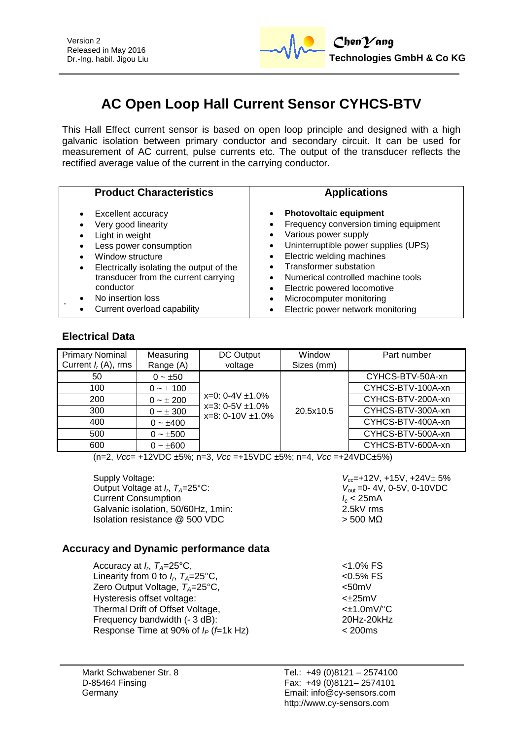Version 2
Released in May 2016
Dr.-Ing. habil. Jigou Liu

ChenYang
**Technologies GmbH & Co KG**

# AC Open Loop Hall Current Sensor CYHCS-BTV

This Hall Effect current sensor is based on open loop principle and designed with a high galvanic isolation between primary conductor and secondary circuit. It can be used for measurement of AC current, pulse currents etc. The output of the transducer reflects the rectified average value of the current in the carrying conductor.

| Product Characteristics | Applications |
|---|---|
| • Excellent accuracy<br>• Very good linearity<br>• Light in weight<br>• Less power consumption<br>• Window structure<br>• Electrically isolating the output of the transducer from the current carrying conductor<br>• No insertion loss<br>• Current overload capability | • **Photovoltaic equipment**<br>• Frequency conversion timing equipment<br>• Various power supply<br>• Uninterruptible power supplies (UPS)<br>• Electric welding machines<br>• Transformer substation<br>• Numerical controlled machine tools<br>• Electric powered locomotive<br>• Microcomputer monitoring<br>• Electric power network monitoring |

## Electrical Data

| Primary Nominal Current $I_r$ (A), rms | Measuring Range (A) | DC Output voltage | Window Sizes (mm) | Part number |
|---|---|---|---|---|
| 50 | 0 ~ ±50 | x=0: 0-4V ±1.0%<br>x=3: 0-5V ±1.0%<br>x=8: 0-10V ±1.0% | 20.5x10.5 | CYHCS-BTV-50A-xn |
| 100 | 0 ~ ± 100 | | | CYHCS-BTV-100A-xn |
| 200 | 0 ~ ± 200 | | | CYHCS-BTV-200A-xn |
| 300 | 0 ~ ± 300 | | | CYHCS-BTV-300A-xn |
| 400 | 0 ~ ±400 | | | CYHCS-BTV-400A-xn |
| 500 | 0 ~ ±500 | | | CYHCS-BTV-500A-xn |
| 600 | 0 ~ ±600 | | | CYHCS-BTV-600A-xn |

(n=2, *Vcc*= +12VDC ±5%; n=3, *Vcc* =+15VDC ±5%; n=4, *Vcc* =+24VDC±5%)

| | |
|---|---|
| Supply Voltage: | $V_{cc}$=+12V, +15V, +24V± 5% |
| Output Voltage at $I_r$, $T_A$=25°C: | $V_{out}$ =0- 4V, 0-5V, 0-10VDC |
| Current Consumption | $I_c$ < 25mA |
| Galvanic isolation, 50/60Hz, 1min: | 2.5kV rms |
| Isolation resistance @ 500 VDC | > 500 MΩ |

## Accuracy and Dynamic performance data

| | |
|---|---|
| Accuracy at $I_r$, $T_A$=25°C, | <1.0% FS |
| Linearity from 0 to $I_r$, $T_A$=25°C, | <0.5% FS |
| Zero Output Voltage, $T_A$=25°C, | <50mV |
| Hysteresis offset voltage: | <±25mV |
| Thermal Drift of Offset Voltage, | <±1.0mV/°C |
| Frequency bandwidth (- 3 dB): | 20Hz-20kHz |
| Response Time at 90% of $I_P$ ($f$=1k Hz) | < 200ms |

Markt Schwabener Str. 8
D-85464 Finsing
Germany

Tel.: +49 (0)8121 – 2574100
Fax: +49 (0)8121– 2574101
Email: info@cy-sensors.com
http://www.cy-sensors.com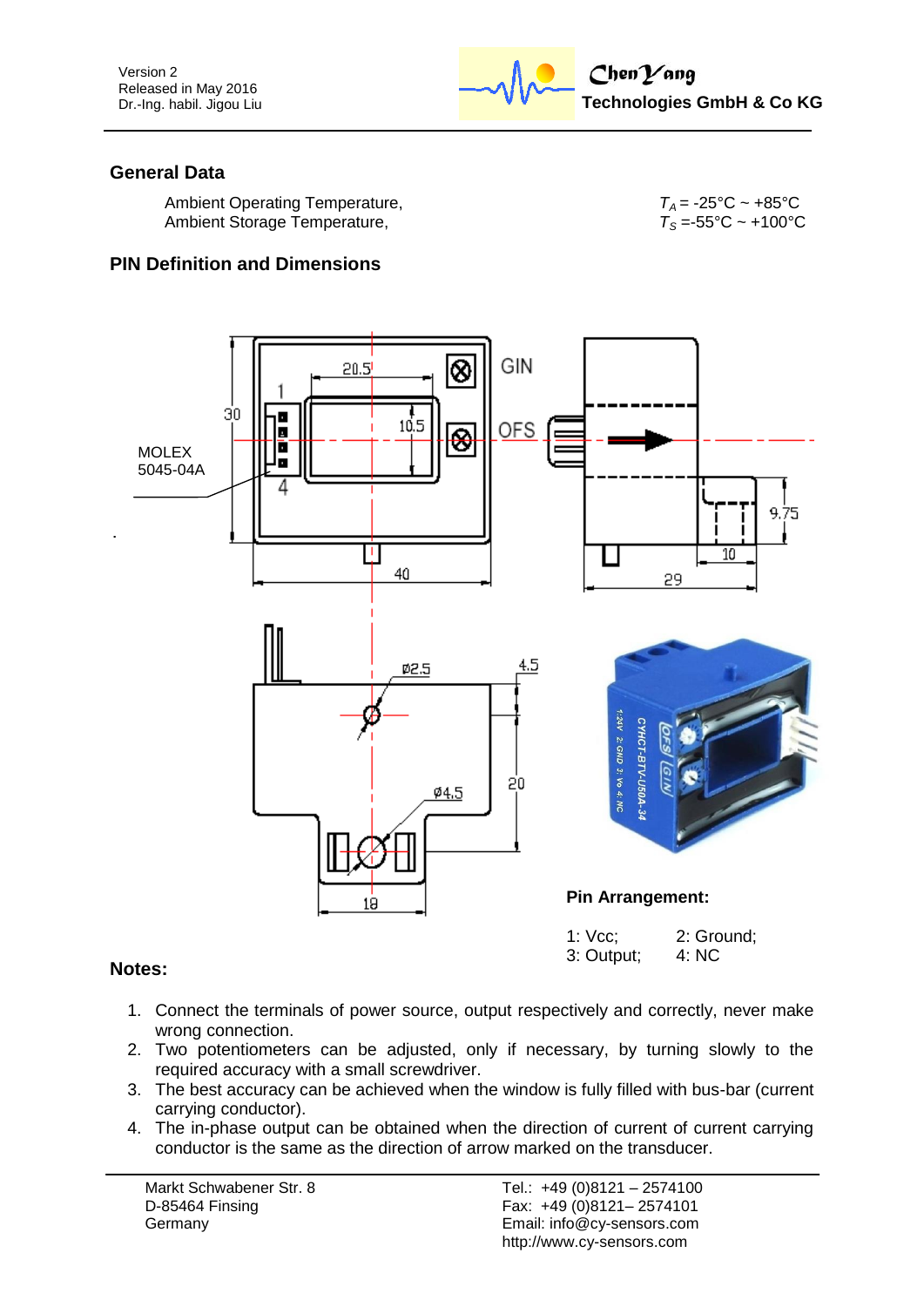## General Data

Ambient Operating Temperature, $T_A$ = -25°C ~ +85°C
Ambient Storage Temperature, $T_S$ =-55°C ~ +100°C

## PIN Definition and Dimensions

GIN
OFS
MOLEX 5045-04A
1
4
20.5
10.5
30
40
29
10
9.75
Ø2.5
4.5
20
Ø4.5
18

**Pin Arrangement:**

1: Vcc; 2: Ground;
3: Output; 4: NC

## Notes:

1. Connect the terminals of power source, output respectively and correctly, never make wrong connection.
2. Two potentiometers can be adjusted, only if necessary, by turning slowly to the required accuracy with a small screwdriver.
3. The best accuracy can be achieved when the window is fully filled with bus-bar (current carrying conductor).
4. The in-phase output can be obtained when the direction of current of current carrying conductor is the same as the direction of arrow marked on the transducer.